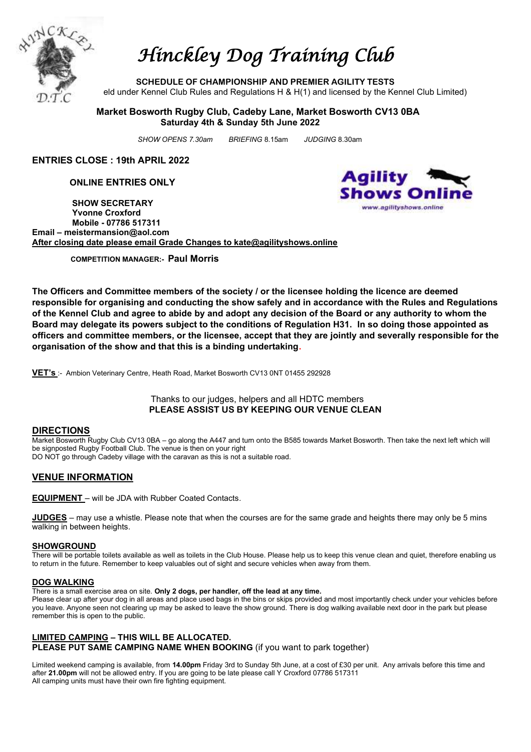# *Hinckley Dog Training Club*

**SCHEDULE OF CHAMPIONSHIP AND PREMIER AGILITY TESTS**

eld under Kennel Club Rules and Regulations H & H(1) and licensed by the Kennel Club Limited)

**Market Bosworth Rugby Club, Cadeby Lane, Market Bosworth CV13 0BA**
**Saturday 4th & Sunday 5th June 2022**

*SHOW OPENS 7.30am* *BRIEFING* 8.15am *JUDGING* 8.30am

**ENTRIES CLOSE : 19th APRIL 2022**

**ONLINE ENTRIES ONLY**

**SHOW SECRETARY**
**Yvonne Croxford**
**Mobile - 07786 517311**
**Email – meistermansion@aol.com**
**After closing date please email Grade Changes to kate@agilityshows.online**

**COMPETITION MANAGER:- Paul Morris**

**The Officers and Committee members of the society / or the licensee holding the licence are deemed responsible for organising and conducting the show safely and in accordance with the Rules and Regulations of the Kennel Club and agree to abide by and adopt any decision of the Board or any authority to whom the Board may delegate its powers subject to the conditions of Regulation H31. In so doing those appointed as officers and committee members, or the licensee, accept that they are jointly and severally responsible for the organisation of the show and that this is a binding undertaking.**

**VET's** :- Ambion Veterinary Centre, Heath Road, Market Bosworth CV13 0NT 01455 292928

Thanks to our judges, helpers and all HDTC members
**PLEASE ASSIST US BY KEEPING OUR VENUE CLEAN**

## DIRECTIONS

Market Bosworth Rugby Club CV13 0BA – go along the A447 and turn onto the B585 towards Market Bosworth. Then take the next left which will be signposted Rugby Football Club. The venue is then on your right
DO NOT go through Cadeby village with the caravan as this is not a suitable road.

## VENUE INFORMATION

**EQUIPMENT** – will be JDA with Rubber Coated Contacts.

**JUDGES** – may use a whistle. Please note that when the courses are for the same grade and heights there may only be 5 mins walking in between heights.

### SHOWGROUND

There will be portable toilets available as well as toilets in the Club House. Please help us to keep this venue clean and quiet, therefore enabling us to return in the future. Remember to keep valuables out of sight and secure vehicles when away from them.

### DOG WALKING

There is a small exercise area on site. **Only 2 dogs, per handler, off the lead at any time.**
Please clear up after your dog in all areas and place used bags in the bins or skips provided and most importantly check under your vehicles before you leave. Anyone seen not clearing up may be asked to leave the show ground. There is dog walking available next door in the park but please remember this is open to the public.

### LIMITED CAMPING – THIS WILL BE ALLOCATED.

**PLEASE PUT SAME CAMPING NAME WHEN BOOKING** (if you want to park together)

Limited weekend camping is available, from **14.00pm** Friday 3rd to Sunday 5th June, at a cost of £30 per unit. Any arrivals before this time and after **21.00pm** will not be allowed entry. If you are going to be late please call Y Croxford 07786 517311
All camping units must have their own fire fighting equipment.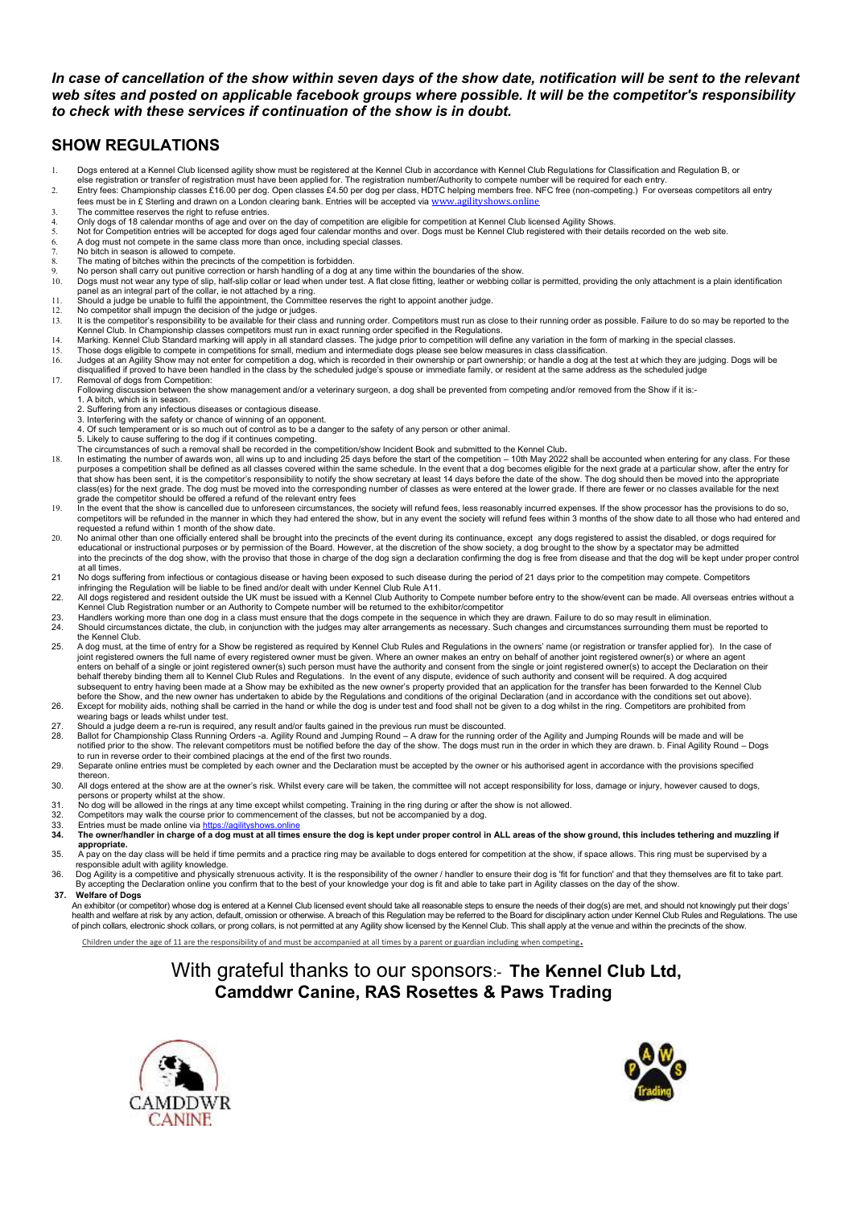***In case of cancellation of the show within seven days of the show date, notification will be sent to the relevant web sites and posted on applicable facebook groups where possible. It will be the competitor's responsibility to check with these services if continuation of the show is in doubt.***

## SHOW REGULATIONS

1. Dogs entered at a Kennel Club licensed agility show must be registered at the Kennel Club in accordance with Kennel Club Regulations for Classification and Regulation B, or else registration or transfer of registration must have been applied for. The registration number/Authority to compete number will be required for each entry.
2. Entry fees: Championship classes £16.00 per dog. Open classes £4.50 per dog per class, HDTC helping members free. NFC free (non-competing.) For overseas competitors all entry fees must be in £ Sterling and drawn on a London clearing bank. Entries will be accepted via www.agilityshows.online
3. The committee reserves the right to refuse entries.
4. Only dogs of 18 calendar months of age and over on the day of competition are eligible for competition at Kennel Club licensed Agility Shows.
5. Not for Competition entries will be accepted for dogs aged four calendar months and over. Dogs must be Kennel Club registered with their details recorded on the web site.
6. A dog must not compete in the same class more than once, including special classes.
7. No bitch in season is allowed to compete.
8. The mating of bitches within the precincts of the competition is forbidden.
9. No person shall carry out punitive correction or harsh handling of a dog at any time within the boundaries of the show.
10. Dogs must not wear any type of slip, half-slip collar or lead when under test. A flat close fitting, leather or webbing collar is permitted, providing the only attachment is a plain identification panel as an integral part of the collar, ie not attached by a ring.
11. Should a judge be unable to fulfil the appointment, the Committee reserves the right to appoint another judge.
12. No competitor shall impugn the decision of the judge or judges.
13. It is the competitor's responsibility to be available for their class and running order. Competitors must run as close to their running order as possible. Failure to do so may be reported to the Kennel Club. In Championship classes competitors must run in exact running order specified in the Regulations.
14. Marking. Kennel Club Standard marking will apply in all standard classes. The judge prior to competition will define any variation in the form of marking in the special classes.
15. Those dogs eligible to compete in competitions for small, medium and intermediate dogs please see below measures in class classification.
16. Judges at an Agility Show may not enter for competition a dog, which is recorded in their ownership or part ownership; or handle a dog at the test at which they are judging. Dogs will be disqualified if proved to have been handled in the class by the scheduled judge's spouse or immediate family, or resident at the same address as the scheduled judge
17. Removal of dogs from Competition:
    Following discussion between the show management and/or a veterinary surgeon, a dog shall be prevented from competing and/or removed from the Show if it is:-
    1. A bitch, which is in season.
    2. Suffering from any infectious diseases or contagious disease.
    3. Interfering with the safety or chance of winning of an opponent.
    4. Of such temperament or is so much out of control as to be a danger to the safety of any person or other animal.
    5. Likely to cause suffering to the dog if it continues competing.

    The circumstances of such a removal shall be recorded in the competition/show Incident Book and submitted to the Kennel Club.
18. In estimating the number of awards won, all wins up to and including 25 days before the start of the competition – 10th May 2022 shall be accounted when entering for any class. For these purposes a competition shall be defined as all classes covered within the same schedule. In the event that a dog becomes eligible for the next grade at a particular show, after the entry for that show has been sent, it is the competitor's responsibility to notify the show secretary at least 14 days before the date of the show. The dog should then be moved into the appropriate class(es) for the next grade. The dog must be moved into the corresponding number of classes as were entered at the lower grade. If there are fewer or no classes available for the next grade the competitor should be offered a refund of the relevant entry fees
19. In the event that the show is cancelled due to unforeseen circumstances, the society will refund fees, less reasonably incurred expenses. If the show processor has the provisions to do so, competitors will be refunded in the manner in which they had entered the show, but in any event the society will refund fees within 3 months of the show date to all those who had entered and requested a refund within 1 month of the show date.
20. No animal other than one officially entered shall be brought into the precincts of the event during its continuance, except any dogs registered to assist the disabled, or dogs required for educational or instructional purposes or by permission of the Board. However, at the discretion of the show society, a dog brought to the show by a spectator may be admitted into the precincts of the dog show, with the proviso that those in charge of the dog sign a declaration confirming the dog is free from disease and that the dog will be kept under proper control at all times.
21. No dogs suffering from infectious or contagious disease or having been exposed to such disease during the period of 21 days prior to the competition may compete. Competitors infringing the Regulation will be liable to be fined and/or dealt with under Kennel Club Rule A11.
22. All dogs registered and resident outside the UK must be issued with a Kennel Club Authority to Compete number before entry to the show/event can be made. All overseas entries without a Kennel Club Registration number or an Authority to Compete number will be returned to the exhibitor/competitor
23. Handlers working more than one dog in a class must ensure that the dogs compete in the sequence in which they are drawn. Failure to do so may result in elimination.
24. Should circumstances dictate, the club, in conjunction with the judges may alter arrangements as necessary. Such changes and circumstances surrounding them must be reported to the Kennel Club.
25. A dog must, at the time of entry for a Show be registered as required by Kennel Club Rules and Regulations in the owners' name (or registration or transfer applied for). In the case of joint registered owners the full name of every registered owner must be given. Where an owner makes an entry on behalf of another joint registered owner(s) or where an agent enters on behalf of a single or joint registered owner(s) such person must have the authority and consent from the single or joint registered owner(s) to accept the Declaration on their behalf thereby binding them all to Kennel Club Rules and Regulations. In the event of any dispute, evidence of such authority and consent will be required. A dog acquired subsequent to entry having been made at a Show may be exhibited as the new owner's property provided that an application for the transfer has been forwarded to the Kennel Club before the Show, and the new owner has undertaken to abide by the Regulations and conditions of the original Declaration (and in accordance with the conditions set out above).
26. Except for mobility aids, nothing shall be carried in the hand or while the dog is under test and food shall not be given to a dog whilst in the ring. Competitors are prohibited from wearing bags or leads whilst under test.
27. Should a judge deem a re-run is required, any result and/or faults gained in the previous run must be discounted.
28. Ballot for Championship Class Running Orders -a. Agility Round and Jumping Round – A draw for the running order of the Agility and Jumping Rounds will be made and will be notified prior to the show. The relevant competitors must be notified before the day of the show. The dogs must run in the order in which they are drawn. b. Final Agility Round – Dogs to run in reverse order to their combined placings at the end of the first two rounds.
29. Separate online entries must be completed by each owner and the Declaration must be accepted by the owner or his authorised agent in accordance with the provisions specified thereon.
30. All dogs entered at the show are at the owner's risk. Whilst every care will be taken, the committee will not accept responsibility for loss, damage or injury, however caused to dogs, persons or property whilst at the show.
31. No dog will be allowed in the rings at any time except whilst competing. Training in the ring during or after the show is not allowed.
32. Competitors may walk the course prior to commencement of the classes, but not be accompanied by a dog.
33. Entries must be made online via https://agilityshows.online
34. **The owner/handler in charge of a dog must at all times ensure the dog is kept under proper control in ALL areas of the show ground, this includes tethering and muzzling if appropriate.**
35. A pay on the day class will be held if time permits and a practice ring may be available to dogs entered for competition at the show, if space allows. This ring must be supervised by a responsible adult with agility knowledge.
36. Dog Agility is a competitive and physically strenuous activity. It is the responsibility of the owner / handler to ensure their dog is 'fit for function' and that they themselves are fit to take part. By accepting the Declaration online you confirm that to the best of your knowledge your dog is fit and able to take part in Agility classes on the day of the show.
37. **Welfare of Dogs**
    An exhibitor (or competitor) whose dog is entered at a Kennel Club licensed event should take all reasonable steps to ensure the needs of their dog(s) are met, and should not knowingly put their dogs' health and welfare at risk by any action, default, omission or otherwise. A breach of this Regulation may be referred to the Board for disciplinary action under Kennel Club Rules and Regulations. The use of pinch collars, electronic shock collars, or prong collars, is not permitted at any Agility show licensed by the Kennel Club. This shall apply at the venue and within the precincts of the show.

Children under the age of 11 are the responsibility of and must be accompanied at all times by a parent or guardian including when competing.

With grateful thanks to our sponsors:- **The Kennel Club Ltd, Camddwr Canine, RAS Rosettes & Paws Trading**

CAMDDWR CANINE

PAWS Trading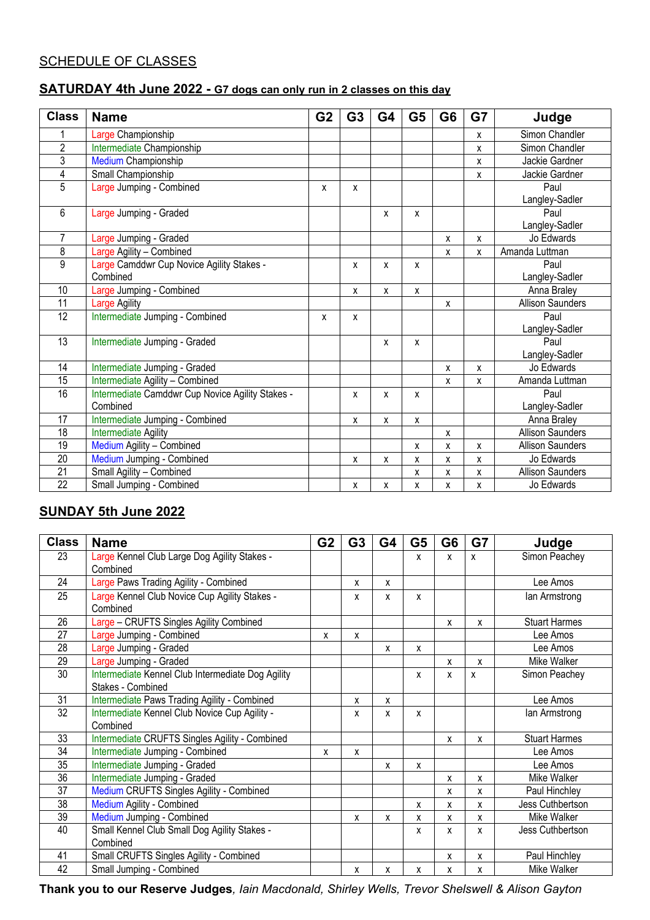SCHEDULE OF CLASSES

## SATURDAY 4th June 2022 - G7 dogs can only run in 2 classes on this day

| Class | Name | G2 | G3 | G4 | G5 | G6 | G7 | Judge |
|---|---|---|---|---|---|---|---|---|
| 1 | Large Championship | | | | | | x | Simon Chandler |
| 2 | Intermediate Championship | | | | | | x | Simon Chandler |
| 3 | Medium Championship | | | | | | x | Jackie Gardner |
| 4 | Small Championship | | | | | | x | Jackie Gardner |
| 5 | Large Jumping - Combined | x | x | | | | | Paul Langley-Sadler |
| 6 | Large Jumping - Graded | | | x | x | | | Paul Langley-Sadler |
| 7 | Large Jumping - Graded | | | | | x | x | Jo Edwards |
| 8 | Large Agility – Combined | | | | | x | x | Amanda Luttman |
| 9 | Large Camddwr Cup Novice Agility Stakes - Combined | | x | x | x | | | Paul Langley-Sadler |
| 10 | Large Jumping - Combined | | x | x | x | | | Anna Braley |
| 11 | Large Agility | | | | | x | | Allison Saunders |
| 12 | Intermediate Jumping - Combined | x | x | | | | | Paul Langley-Sadler |
| 13 | Intermediate Jumping - Graded | | | x | x | | | Paul Langley-Sadler |
| 14 | Intermediate Jumping - Graded | | | | | x | x | Jo Edwards |
| 15 | Intermediate Agility – Combined | | | | | x | x | Amanda Luttman |
| 16 | Intermediate Camddwr Cup Novice Agility Stakes - Combined | | x | x | x | | | Paul Langley-Sadler |
| 17 | Intermediate Jumping - Combined | | x | x | x | | | Anna Braley |
| 18 | Intermediate Agility | | | | | x | | Allison Saunders |
| 19 | Medium Agility – Combined | | | | x | x | x | Allison Saunders |
| 20 | Medium Jumping - Combined | | x | x | x | x | x | Jo Edwards |
| 21 | Small Agility – Combined | | | | x | x | x | Allison Saunders |
| 22 | Small Jumping - Combined | | x | x | x | x | x | Jo Edwards |

## SUNDAY 5th June 2022

| Class | Name | G2 | G3 | G4 | G5 | G6 | G7 | Judge |
|---|---|---|---|---|---|---|---|---|
| 23 | Large Kennel Club Large Dog Agility Stakes - Combined | | | | x | x | x | Simon Peachey |
| 24 | Large Paws Trading Agility - Combined | | x | x | | | | Lee Amos |
| 25 | Large Kennel Club Novice Cup Agility Stakes - Combined | | x | x | x | | | Ian Armstrong |
| 26 | Large – CRUFTS Singles Agility Combined | | | | | x | x | Stuart Harmes |
| 27 | Large Jumping - Combined | x | x | | | | | Lee Amos |
| 28 | Large Jumping - Graded | | | x | x | | | Lee Amos |
| 29 | Large Jumping - Graded | | | | | x | x | Mike Walker |
| 30 | Intermediate Kennel Club Intermediate Dog Agility Stakes - Combined | | | | x | x | x | Simon Peachey |
| 31 | Intermediate Paws Trading Agility - Combined | | x | x | | | | Lee Amos |
| 32 | Intermediate Kennel Club Novice Cup Agility - Combined | | x | x | x | | | Ian Armstrong |
| 33 | Intermediate CRUFTS Singles Agility - Combined | | | | | x | x | Stuart Harmes |
| 34 | Intermediate Jumping - Combined | x | x | | | | | Lee Amos |
| 35 | Intermediate Jumping - Graded | | | x | x | | | Lee Amos |
| 36 | Intermediate Jumping - Graded | | | | | x | x | Mike Walker |
| 37 | Medium CRUFTS Singles Agility - Combined | | | | | x | x | Paul Hinchley |
| 38 | Medium Agility - Combined | | | | x | x | x | Jess Cuthbertson |
| 39 | Medium Jumping - Combined | | x | x | x | x | x | Mike Walker |
| 40 | Small Kennel Club Small Dog Agility Stakes - Combined | | | | x | x | x | Jess Cuthbertson |
| 41 | Small CRUFTS Singles Agility - Combined | | | | | x | x | Paul Hinchley |
| 42 | Small Jumping - Combined | | x | x | x | x | x | Mike Walker |

**Thank you to our Reserve Judges**, *Iain Macdonald, Shirley Wells, Trevor Shelswell & Alison Gayton*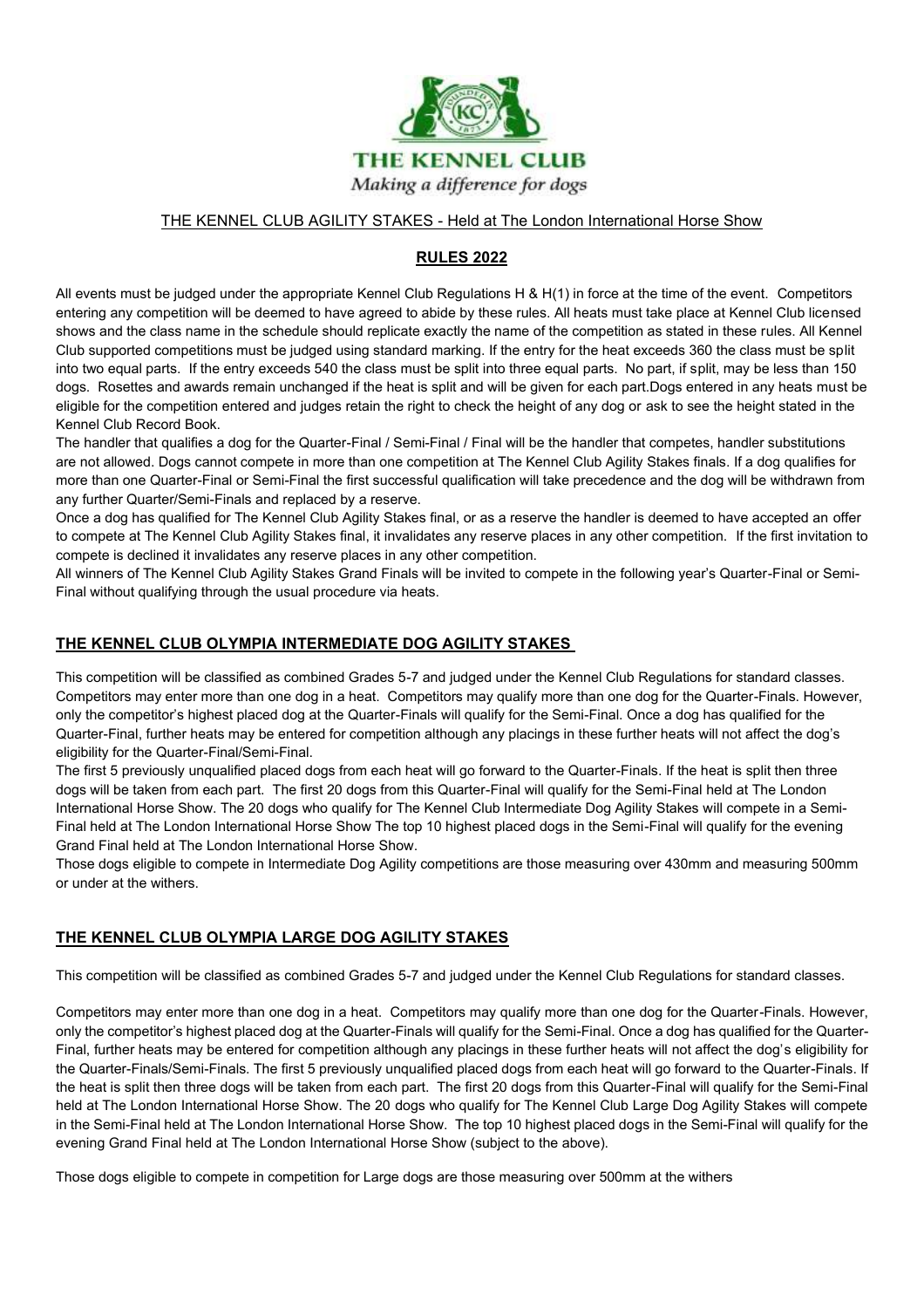THE KENNEL CLUB

*Making a difference for dogs*

THE KENNEL CLUB AGILITY STAKES - Held at The London International Horse Show

## RULES 2022

All events must be judged under the appropriate Kennel Club Regulations H & H(1) in force at the time of the event. Competitors entering any competition will be deemed to have agreed to abide by these rules. All heats must take place at Kennel Club licensed shows and the class name in the schedule should replicate exactly the name of the competition as stated in these rules. All Kennel Club supported competitions must be judged using standard marking. If the entry for the heat exceeds 360 the class must be split into two equal parts. If the entry exceeds 540 the class must be split into three equal parts. No part, if split, may be less than 150 dogs. Rosettes and awards remain unchanged if the heat is split and will be given for each part.Dogs entered in any heats must be eligible for the competition entered and judges retain the right to check the height of any dog or ask to see the height stated in the Kennel Club Record Book.

The handler that qualifies a dog for the Quarter-Final / Semi-Final / Final will be the handler that competes, handler substitutions are not allowed. Dogs cannot compete in more than one competition at The Kennel Club Agility Stakes finals. If a dog qualifies for more than one Quarter-Final or Semi-Final the first successful qualification will take precedence and the dog will be withdrawn from any further Quarter/Semi-Finals and replaced by a reserve.

Once a dog has qualified for The Kennel Club Agility Stakes final, or as a reserve the handler is deemed to have accepted an offer to compete at The Kennel Club Agility Stakes final, it invalidates any reserve places in any other competition. If the first invitation to compete is declined it invalidates any reserve places in any other competition.

All winners of The Kennel Club Agility Stakes Grand Finals will be invited to compete in the following year's Quarter-Final or Semi-Final without qualifying through the usual procedure via heats.

## THE KENNEL CLUB OLYMPIA INTERMEDIATE DOG AGILITY STAKES

This competition will be classified as combined Grades 5-7 and judged under the Kennel Club Regulations for standard classes. Competitors may enter more than one dog in a heat. Competitors may qualify more than one dog for the Quarter-Finals. However, only the competitor's highest placed dog at the Quarter-Finals will qualify for the Semi-Final. Once a dog has qualified for the Quarter-Final, further heats may be entered for competition although any placings in these further heats will not affect the dog's eligibility for the Quarter-Final/Semi-Final.

The first 5 previously unqualified placed dogs from each heat will go forward to the Quarter-Finals. If the heat is split then three dogs will be taken from each part. The first 20 dogs from this Quarter-Final will qualify for the Semi-Final held at The London International Horse Show. The 20 dogs who qualify for The Kennel Club Intermediate Dog Agility Stakes will compete in a Semi-Final held at The London International Horse Show The top 10 highest placed dogs in the Semi-Final will qualify for the evening Grand Final held at The London International Horse Show.

Those dogs eligible to compete in Intermediate Dog Agility competitions are those measuring over 430mm and measuring 500mm or under at the withers.

## THE KENNEL CLUB OLYMPIA LARGE DOG AGILITY STAKES

This competition will be classified as combined Grades 5-7 and judged under the Kennel Club Regulations for standard classes.

Competitors may enter more than one dog in a heat. Competitors may qualify more than one dog for the Quarter-Finals. However, only the competitor's highest placed dog at the Quarter-Finals will qualify for the Semi-Final. Once a dog has qualified for the Quarter-Final, further heats may be entered for competition although any placings in these further heats will not affect the dog's eligibility for the Quarter-Finals/Semi-Finals. The first 5 previously unqualified placed dogs from each heat will go forward to the Quarter-Finals. If the heat is split then three dogs will be taken from each part. The first 20 dogs from this Quarter-Final will qualify for the Semi-Final held at The London International Horse Show. The 20 dogs who qualify for The Kennel Club Large Dog Agility Stakes will compete in the Semi-Final held at The London International Horse Show. The top 10 highest placed dogs in the Semi-Final will qualify for the evening Grand Final held at The London International Horse Show (subject to the above).

Those dogs eligible to compete in competition for Large dogs are those measuring over 500mm at the withers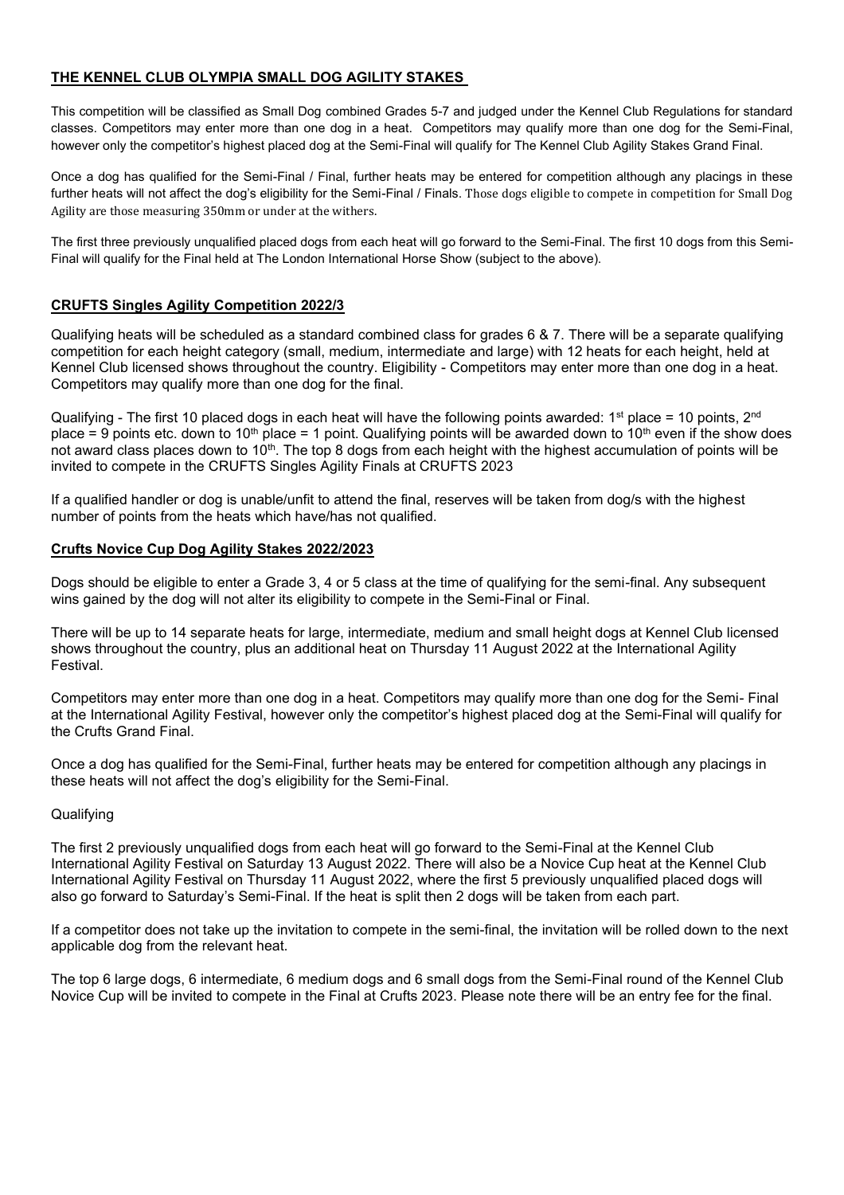## THE KENNEL CLUB OLYMPIA SMALL DOG AGILITY STAKES

This competition will be classified as Small Dog combined Grades 5-7 and judged under the Kennel Club Regulations for standard classes. Competitors may enter more than one dog in a heat. Competitors may qualify more than one dog for the Semi-Final, however only the competitor's highest placed dog at the Semi-Final will qualify for The Kennel Club Agility Stakes Grand Final.

Once a dog has qualified for the Semi-Final / Final, further heats may be entered for competition although any placings in these further heats will not affect the dog's eligibility for the Semi-Final / Finals. Those dogs eligible to compete in competition for Small Dog Agility are those measuring 350mm or under at the withers.

The first three previously unqualified placed dogs from each heat will go forward to the Semi-Final. The first 10 dogs from this Semi-Final will qualify for the Final held at The London International Horse Show (subject to the above).

## CRUFTS Singles Agility Competition 2022/3

Qualifying heats will be scheduled as a standard combined class for grades 6 & 7. There will be a separate qualifying competition for each height category (small, medium, intermediate and large) with 12 heats for each height, held at Kennel Club licensed shows throughout the country. Eligibility - Competitors may enter more than one dog in a heat. Competitors may qualify more than one dog for the final.

Qualifying - The first 10 placed dogs in each heat will have the following points awarded: 1st place = 10 points, 2nd place = 9 points etc. down to 10th place = 1 point. Qualifying points will be awarded down to 10th even if the show does not award class places down to 10th. The top 8 dogs from each height with the highest accumulation of points will be invited to compete in the CRUFTS Singles Agility Finals at CRUFTS 2023

If a qualified handler or dog is unable/unfit to attend the final, reserves will be taken from dog/s with the highest number of points from the heats which have/has not qualified.

## Crufts Novice Cup Dog Agility Stakes 2022/2023

Dogs should be eligible to enter a Grade 3, 4 or 5 class at the time of qualifying for the semi-final. Any subsequent wins gained by the dog will not alter its eligibility to compete in the Semi-Final or Final.

There will be up to 14 separate heats for large, intermediate, medium and small height dogs at Kennel Club licensed shows throughout the country, plus an additional heat on Thursday 11 August 2022 at the International Agility Festival.

Competitors may enter more than one dog in a heat. Competitors may qualify more than one dog for the Semi- Final at the International Agility Festival, however only the competitor's highest placed dog at the Semi-Final will qualify for the Crufts Grand Final.

Once a dog has qualified for the Semi-Final, further heats may be entered for competition although any placings in these heats will not affect the dog's eligibility for the Semi-Final.

Qualifying

The first 2 previously unqualified dogs from each heat will go forward to the Semi-Final at the Kennel Club International Agility Festival on Saturday 13 August 2022. There will also be a Novice Cup heat at the Kennel Club International Agility Festival on Thursday 11 August 2022, where the first 5 previously unqualified placed dogs will also go forward to Saturday's Semi-Final. If the heat is split then 2 dogs will be taken from each part.

If a competitor does not take up the invitation to compete in the semi-final, the invitation will be rolled down to the next applicable dog from the relevant heat.

The top 6 large dogs, 6 intermediate, 6 medium dogs and 6 small dogs from the Semi-Final round of the Kennel Club Novice Cup will be invited to compete in the Final at Crufts 2023. Please note there will be an entry fee for the final.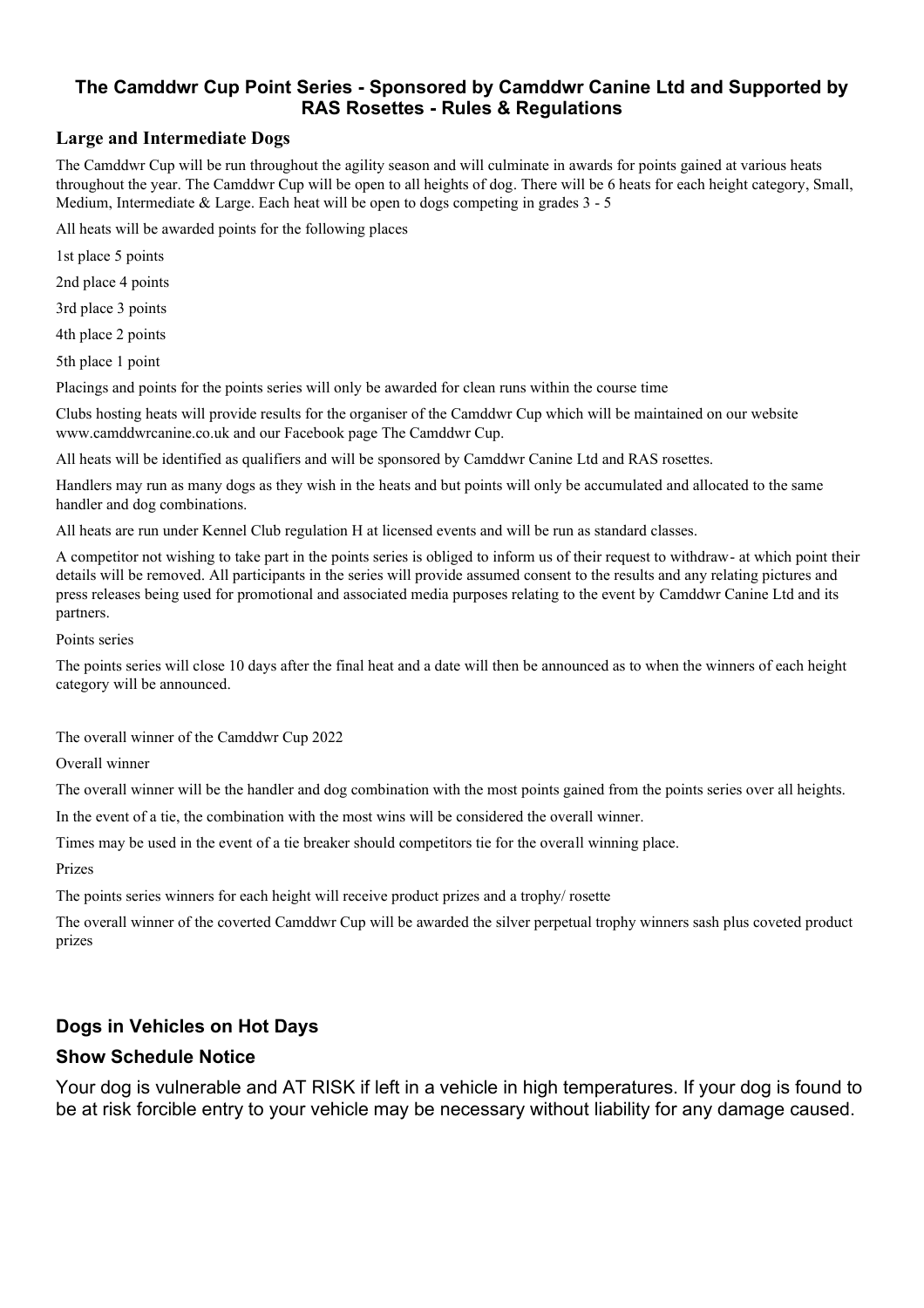## The Camddwr Cup Point Series - Sponsored by Camddwr Canine Ltd and Supported by RAS Rosettes - Rules & Regulations

### Large and Intermediate Dogs

The Camddwr Cup will be run throughout the agility season and will culminate in awards for points gained at various heats throughout the year. The Camddwr Cup will be open to all heights of dog. There will be 6 heats for each height category, Small, Medium, Intermediate & Large. Each heat will be open to dogs competing in grades 3 - 5

All heats will be awarded points for the following places

1st place 5 points

2nd place 4 points

3rd place 3 points

4th place 2 points

5th place 1 point

Placings and points for the points series will only be awarded for clean runs within the course time

Clubs hosting heats will provide results for the organiser of the Camddwr Cup which will be maintained on our website www.camddwrcanine.co.uk and our Facebook page The Camddwr Cup.

All heats will be identified as qualifiers and will be sponsored by Camddwr Canine Ltd and RAS rosettes.

Handlers may run as many dogs as they wish in the heats and but points will only be accumulated and allocated to the same handler and dog combinations.

All heats are run under Kennel Club regulation H at licensed events and will be run as standard classes.

A competitor not wishing to take part in the points series is obliged to inform us of their request to withdraw- at which point their details will be removed. All participants in the series will provide assumed consent to the results and any relating pictures and press releases being used for promotional and associated media purposes relating to the event by Camddwr Canine Ltd and its partners.

Points series

The points series will close 10 days after the final heat and a date will then be announced as to when the winners of each height category will be announced.

The overall winner of the Camddwr Cup 2022

Overall winner

The overall winner will be the handler and dog combination with the most points gained from the points series over all heights.

In the event of a tie, the combination with the most wins will be considered the overall winner.

Times may be used in the event of a tie breaker should competitors tie for the overall winning place.

Prizes

The points series winners for each height will receive product prizes and a trophy/ rosette

The overall winner of the coverted Camddwr Cup will be awarded the silver perpetual trophy winners sash plus coveted product prizes

## Dogs in Vehicles on Hot Days

### Show Schedule Notice

Your dog is vulnerable and AT RISK if left in a vehicle in high temperatures. If your dog is found to be at risk forcible entry to your vehicle may be necessary without liability for any damage caused.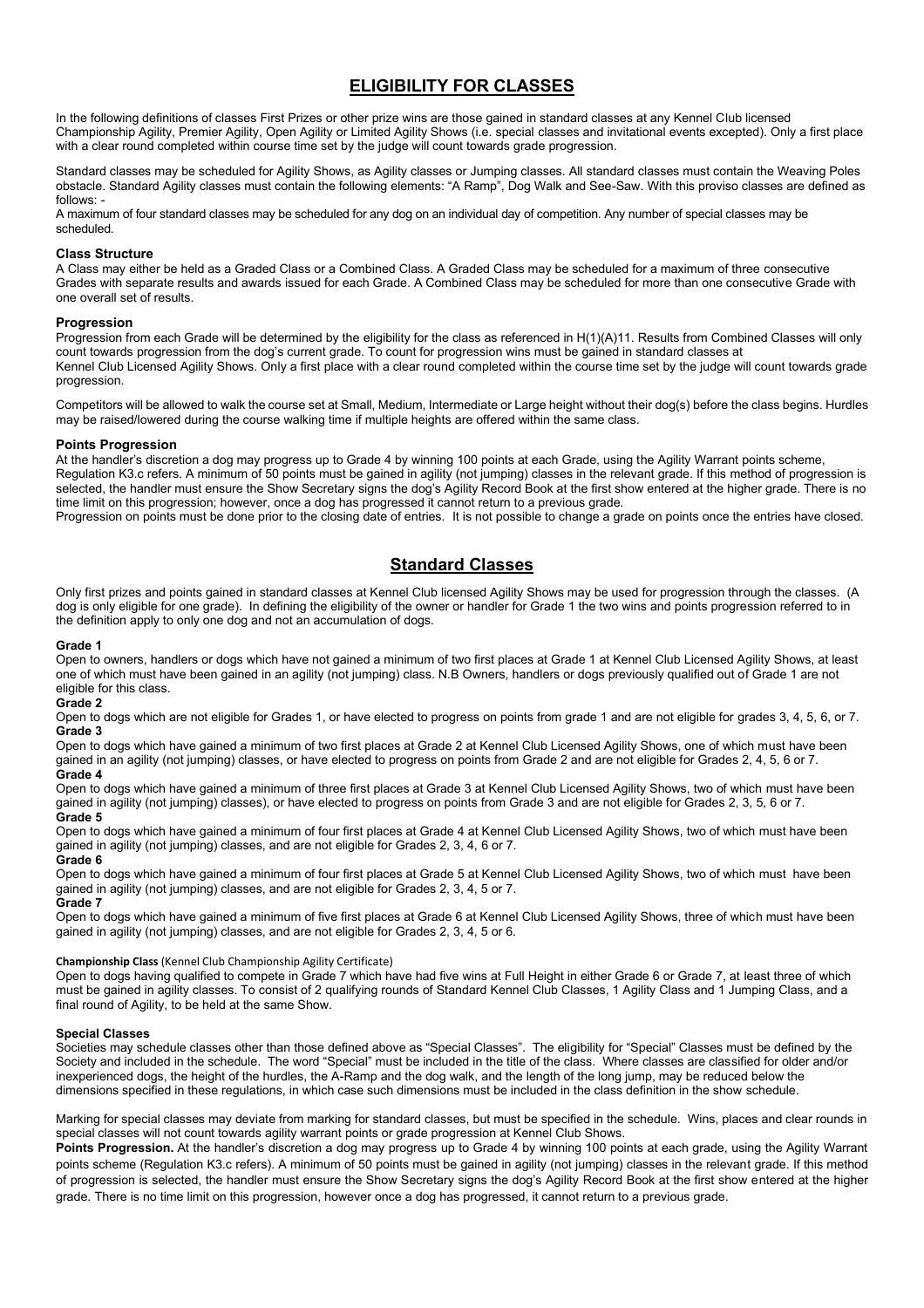## ELIGIBILITY FOR CLASSES

In the following definitions of classes First Prizes or other prize wins are those gained in standard classes at any Kennel Club licensed Championship Agility, Premier Agility, Open Agility or Limited Agility Shows (i.e. special classes and invitational events excepted). Only a first place with a clear round completed within course time set by the judge will count towards grade progression.

Standard classes may be scheduled for Agility Shows, as Agility classes or Jumping classes. All standard classes must contain the Weaving Poles obstacle. Standard Agility classes must contain the following elements: "A Ramp", Dog Walk and See-Saw. With this proviso classes are defined as follows: -

A maximum of four standard classes may be scheduled for any dog on an individual day of competition. Any number of special classes may be scheduled.

### Class Structure

A Class may either be held as a Graded Class or a Combined Class. A Graded Class may be scheduled for a maximum of three consecutive Grades with separate results and awards issued for each Grade. A Combined Class may be scheduled for more than one consecutive Grade with one overall set of results.

### Progression

Progression from each Grade will be determined by the eligibility for the class as referenced in H(1)(A)11. Results from Combined Classes will only count towards progression from the dog's current grade. To count for progression wins must be gained in standard classes at Kennel Club Licensed Agility Shows. Only a first place with a clear round completed within the course time set by the judge will count towards grade progression.

Competitors will be allowed to walk the course set at Small, Medium, Intermediate or Large height without their dog(s) before the class begins. Hurdles may be raised/lowered during the course walking time if multiple heights are offered within the same class.

### Points Progression

At the handler's discretion a dog may progress up to Grade 4 by winning 100 points at each Grade, using the Agility Warrant points scheme, Regulation K3.c refers. A minimum of 50 points must be gained in agility (not jumping) classes in the relevant grade. If this method of progression is selected, the handler must ensure the Show Secretary signs the dog's Agility Record Book at the first show entered at the higher grade. There is no time limit on this progression; however, once a dog has progressed it cannot return to a previous grade.

Progression on points must be done prior to the closing date of entries. It is not possible to change a grade on points once the entries have closed.

## Standard Classes

Only first prizes and points gained in standard classes at Kennel Club licensed Agility Shows may be used for progression through the classes. (A dog is only eligible for one grade). In defining the eligibility of the owner or handler for Grade 1 the two wins and points progression referred to in the definition apply to only one dog and not an accumulation of dogs.

#### Grade 1

Open to owners, handlers or dogs which have not gained a minimum of two first places at Grade 1 at Kennel Club Licensed Agility Shows, at least one of which must have been gained in an agility (not jumping) class. N.B Owners, handlers or dogs previously qualified out of Grade 1 are not eligible for this class.

#### Grade 2

Open to dogs which are not eligible for Grades 1, or have elected to progress on points from grade 1 and are not eligible for grades 3, 4, 5, 6, or 7.

#### Grade 3

Open to dogs which have gained a minimum of two first places at Grade 2 at Kennel Club Licensed Agility Shows, one of which must have been gained in an agility (not jumping) classes, or have elected to progress on points from Grade 2 and are not eligible for Grades 2, 4, 5, 6 or 7.

#### Grade 4

Open to dogs which have gained a minimum of three first places at Grade 3 at Kennel Club Licensed Agility Shows, two of which must have been gained in agility (not jumping) classes), or have elected to progress on points from Grade 3 and are not eligible for Grades 2, 3, 5, 6 or 7.

#### Grade 5

Open to dogs which have gained a minimum of four first places at Grade 4 at Kennel Club Licensed Agility Shows, two of which must have been gained in agility (not jumping) classes, and are not eligible for Grades 2, 3, 4, 6 or 7.

#### Grade 6

Open to dogs which have gained a minimum of four first places at Grade 5 at Kennel Club Licensed Agility Shows, two of which must have been gained in agility (not jumping) classes, and are not eligible for Grades 2, 3, 4, 5 or 7.

#### Grade 7

Open to dogs which have gained a minimum of five first places at Grade 6 at Kennel Club Licensed Agility Shows, three of which must have been gained in agility (not jumping) classes, and are not eligible for Grades 2, 3, 4, 5 or 6.

#### Championship Class (Kennel Club Championship Agility Certificate)

Open to dogs having qualified to compete in Grade 7 which have had five wins at Full Height in either Grade 6 or Grade 7, at least three of which must be gained in agility classes. To consist of 2 qualifying rounds of Standard Kennel Club Classes, 1 Agility Class and 1 Jumping Class, and a final round of Agility, to be held at the same Show.

#### Special Classes

Societies may schedule classes other than those defined above as "Special Classes". The eligibility for "Special" Classes must be defined by the Society and included in the schedule. The word "Special" must be included in the title of the class. Where classes are classified for older and/or inexperienced dogs, the height of the hurdles, the A-Ramp and the dog walk, and the length of the long jump, may be reduced below the dimensions specified in these regulations, in which case such dimensions must be included in the class definition in the show schedule.

Marking for special classes may deviate from marking for standard classes, but must be specified in the schedule. Wins, places and clear rounds in special classes will not count towards agility warrant points or grade progression at Kennel Club Shows.

**Points Progression.** At the handler's discretion a dog may progress up to Grade 4 by winning 100 points at each grade, using the Agility Warrant points scheme (Regulation K3.c refers). A minimum of 50 points must be gained in agility (not jumping) classes in the relevant grade. If this method of progression is selected, the handler must ensure the Show Secretary signs the dog's Agility Record Book at the first show entered at the higher grade. There is no time limit on this progression, however once a dog has progressed, it cannot return to a previous grade.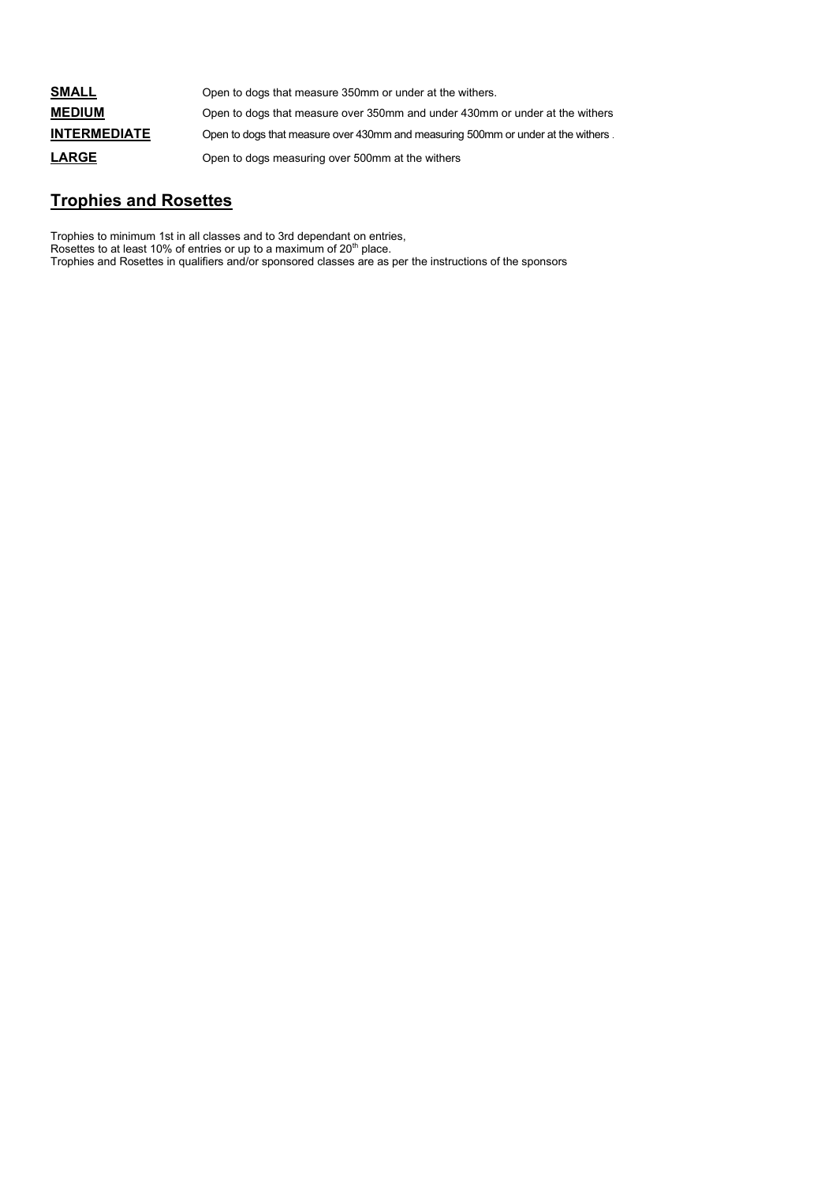| | |
|---|---|
| **SMALL** | Open to dogs that measure 350mm or under at the withers. |
| **MEDIUM** | Open to dogs that measure over 350mm and under 430mm or under at the withers |
| **INTERMEDIATE** | Open to dogs that measure over 430mm and measuring 500mm or under at the withers . |
| **LARGE** | Open to dogs measuring over 500mm at the withers |

## Trophies and Rosettes

Trophies to minimum 1st in all classes and to 3rd dependant on entries,
Rosettes to at least 10% of entries or up to a maximum of 20th place.
Trophies and Rosettes in qualifiers and/or sponsored classes are as per the instructions of the sponsors